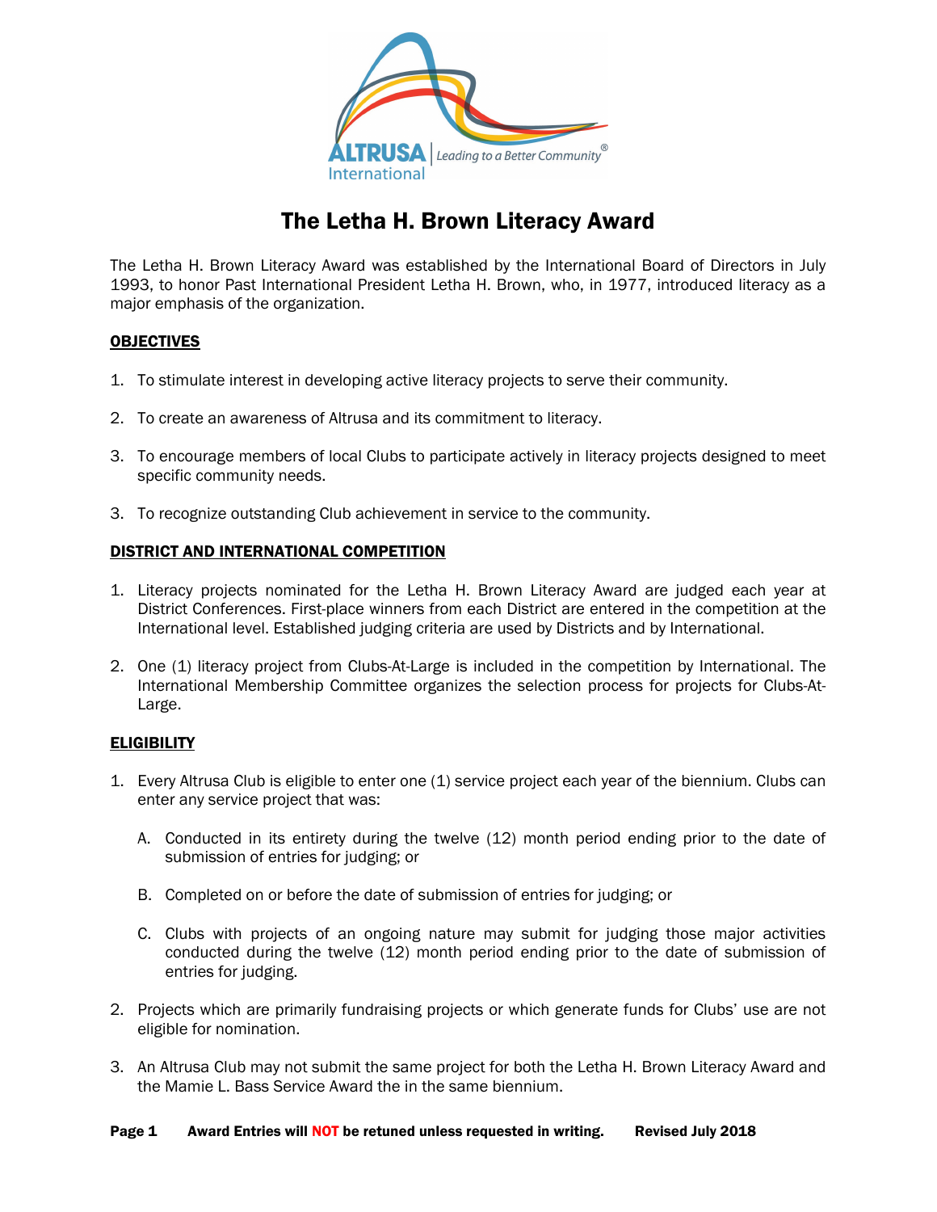# The Letha H. Brown Literacy Award

The Letha H. Brown Literacy Award was established by the International Board of Directors in July 1993, to honor Past International President Letha H. Brown, who, in 1977, introduced literacy as a major emphasis of the organization.

## OBJECTIVES

1. To stimulate interest in developing active literacy projects to serve their community.

2. To create an awareness of Altrusa and its commitment to literacy.

3. To encourage members of local Clubs to participate actively in literacy projects designed to meet specific community needs.

3. To recognize outstanding Club achievement in service to the community.

## DISTRICT AND INTERNATIONAL COMPETITION

1. Literacy projects nominated for the Letha H. Brown Literacy Award are judged each year at District Conferences. First-place winners from each District are entered in the competition at the International level. Established judging criteria are used by Districts and by International.

2. One (1) literacy project from Clubs-At-Large is included in the competition by International. The International Membership Committee organizes the selection process for projects for Clubs-At-Large.

## ELIGIBILITY

1. Every Altrusa Club is eligible to enter one (1) service project each year of the biennium. Clubs can enter any service project that was:

   A. Conducted in its entirety during the twelve (12) month period ending prior to the date of submission of entries for judging; or

   B. Completed on or before the date of submission of entries for judging; or

   C. Clubs with projects of an ongoing nature may submit for judging those major activities conducted during the twelve (12) month period ending prior to the date of submission of entries for judging.

2. Projects which are primarily fundraising projects or which generate funds for Clubs' use are not eligible for nomination.

3. An Altrusa Club may not submit the same project for both the Letha H. Brown Literacy Award and the Mamie L. Bass Service Award the in the same biennium.

**Award Entries will NOT be retuned unless requested in writing.** **Revised July 2018**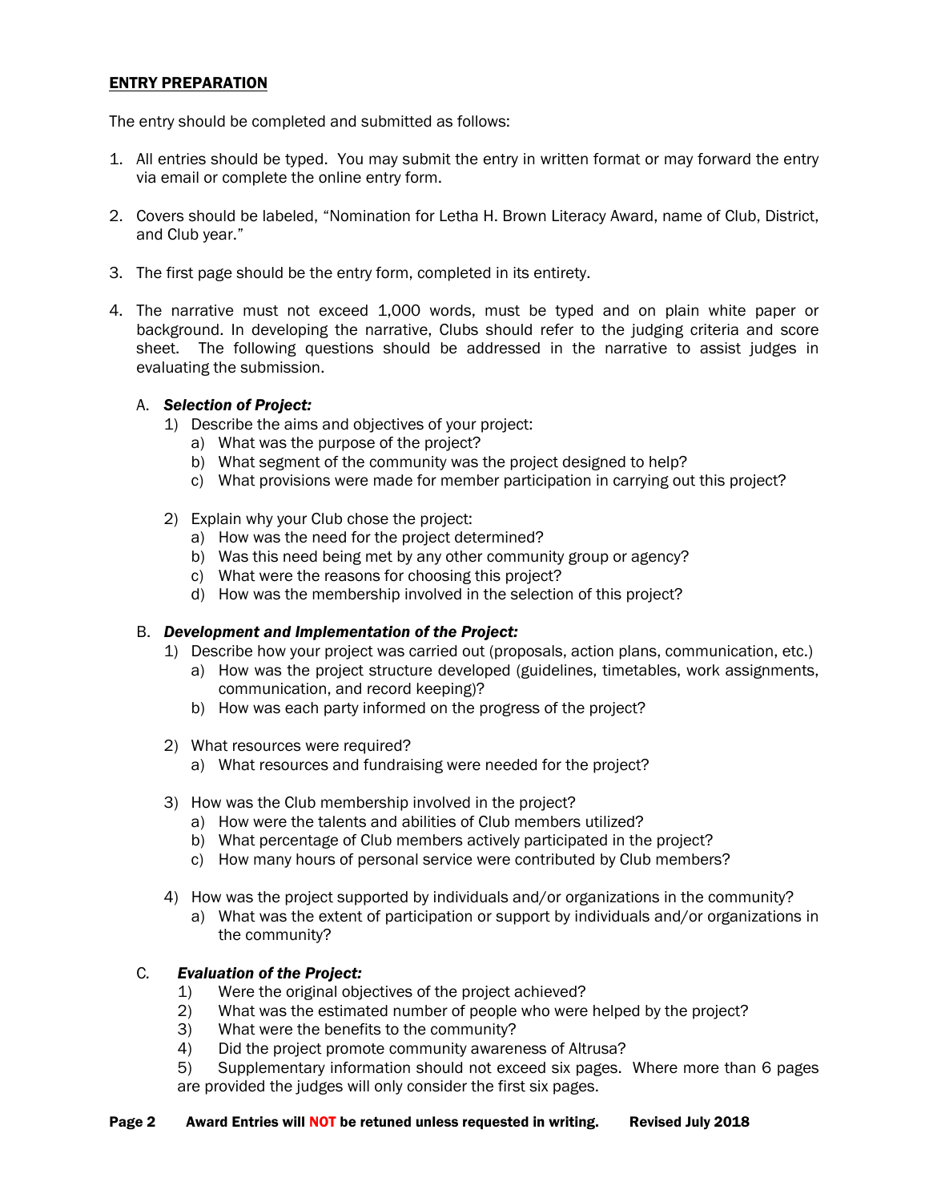## ENTRY PREPARATION

The entry should be completed and submitted as follows:

1. All entries should be typed. You may submit the entry in written format or may forward the entry via email or complete the online entry form.

2. Covers should be labeled, "Nomination for Letha H. Brown Literacy Award, name of Club, District, and Club year."

3. The first page should be the entry form, completed in its entirety.

4. The narrative must not exceed 1,000 words, must be typed and on plain white paper or background. In developing the narrative, Clubs should refer to the judging criteria and score sheet. The following questions should be addressed in the narrative to assist judges in evaluating the submission.

   A. ***Selection of Project:***
      1) Describe the aims and objectives of your project:
         a) What was the purpose of the project?
         b) What segment of the community was the project designed to help?
         c) What provisions were made for member participation in carrying out this project?

      2) Explain why your Club chose the project:
         a) How was the need for the project determined?
         b) Was this need being met by any other community group or agency?
         c) What were the reasons for choosing this project?
         d) How was the membership involved in the selection of this project?

   B. ***Development and Implementation of the Project:***
      1) Describe how your project was carried out (proposals, action plans, communication, etc.)
         a) How was the project structure developed (guidelines, timetables, work assignments, communication, and record keeping)?
         b) How was each party informed on the progress of the project?

      2) What resources were required?
         a) What resources and fundraising were needed for the project?

      3) How was the Club membership involved in the project?
         a) How were the talents and abilities of Club members utilized?
         b) What percentage of Club members actively participated in the project?
         c) How many hours of personal service were contributed by Club members?

      4) How was the project supported by individuals and/or organizations in the community?
         a) What was the extent of participation or support by individuals and/or organizations in the community?

   C. ***Evaluation of the Project:***
      1) Were the original objectives of the project achieved?
      2) What was the estimated number of people who were helped by the project?
      3) What were the benefits to the community?
      4) Did the project promote community awareness of Altrusa?
      5) Supplementary information should not exceed six pages. Where more than 6 pages are provided the judges will only consider the first six pages.

**Award Entries will NOT be retuned unless requested in writing. Revised July 2018**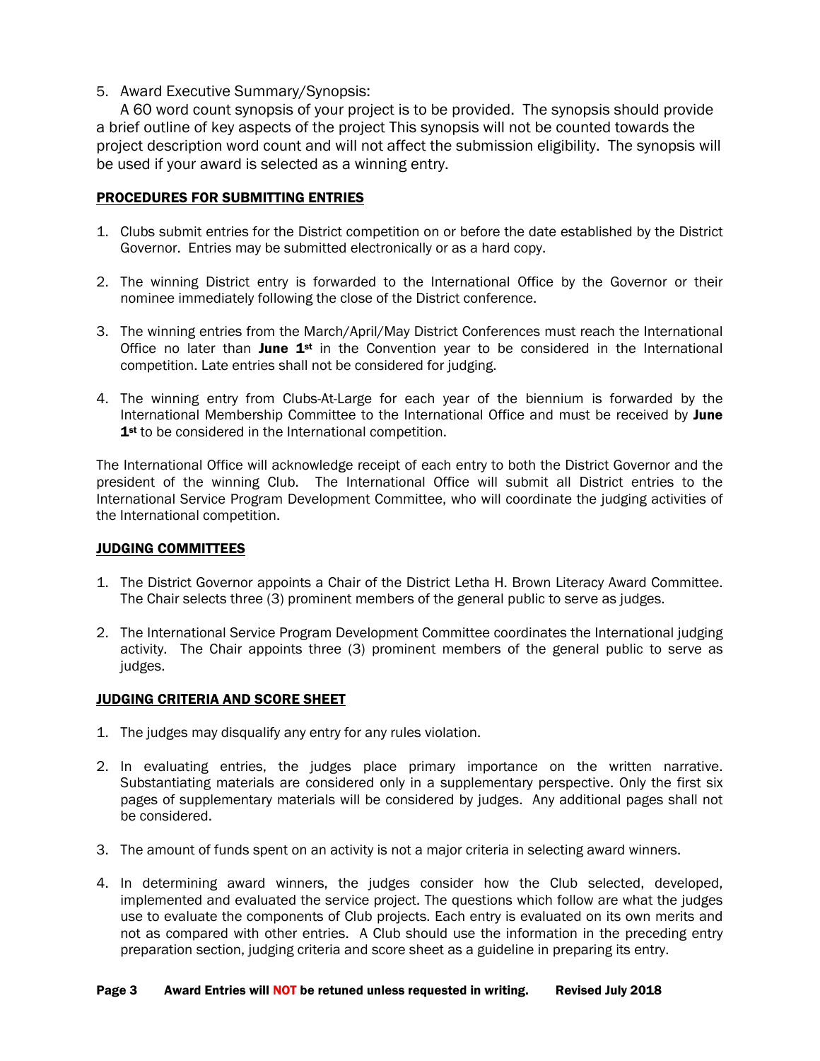5. Award Executive Summary/Synopsis:

   A 60 word count synopsis of your project is to be provided. The synopsis should provide a brief outline of key aspects of the project This synopsis will not be counted towards the project description word count and will not affect the submission eligibility. The synopsis will be used if your award is selected as a winning entry.

## PROCEDURES FOR SUBMITTING ENTRIES

1. Clubs submit entries for the District competition on or before the date established by the District Governor. Entries may be submitted electronically or as a hard copy.

2. The winning District entry is forwarded to the International Office by the Governor or their nominee immediately following the close of the District conference.

3. The winning entries from the March/April/May District Conferences must reach the International Office no later than **June 1st** in the Convention year to be considered in the International competition. Late entries shall not be considered for judging.

4. The winning entry from Clubs-At-Large for each year of the biennium is forwarded by the International Membership Committee to the International Office and must be received by **June 1st** to be considered in the International competition.

The International Office will acknowledge receipt of each entry to both the District Governor and the president of the winning Club. The International Office will submit all District entries to the International Service Program Development Committee, who will coordinate the judging activities of the International competition.

## JUDGING COMMITTEES

1. The District Governor appoints a Chair of the District Letha H. Brown Literacy Award Committee. The Chair selects three (3) prominent members of the general public to serve as judges.

2. The International Service Program Development Committee coordinates the International judging activity. The Chair appoints three (3) prominent members of the general public to serve as judges.

## JUDGING CRITERIA AND SCORE SHEET

1. The judges may disqualify any entry for any rules violation.

2. In evaluating entries, the judges place primary importance on the written narrative. Substantiating materials are considered only in a supplementary perspective. Only the first six pages of supplementary materials will be considered by judges. Any additional pages shall not be considered.

3. The amount of funds spent on an activity is not a major criteria in selecting award winners.

4. In determining award winners, the judges consider how the Club selected, developed, implemented and evaluated the service project. The questions which follow are what the judges use to evaluate the components of Club projects. Each entry is evaluated on its own merits and not as compared with other entries. A Club should use the information in the preceding entry preparation section, judging criteria and score sheet as a guideline in preparing its entry.

**Award Entries will NOT be retuned unless requested in writing.**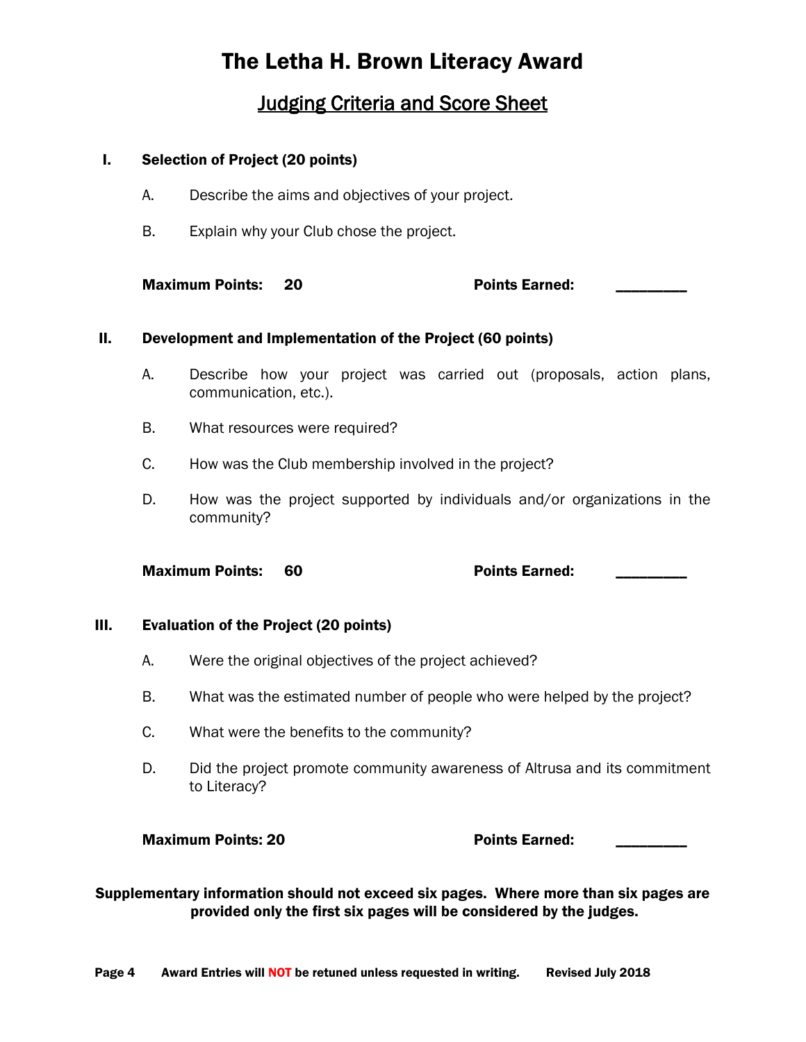# The Letha H. Brown Literacy Award

## Judging Criteria and Score Sheet

**I. Selection of Project (20 points)**

A. Describe the aims and objectives of your project.

B. Explain why your Club chose the project.

**Maximum Points: 20** **Points Earned: _________**

**II. Development and Implementation of the Project (60 points)**

A. Describe how your project was carried out (proposals, action plans, communication, etc.).

B. What resources were required?

C. How was the Club membership involved in the project?

D. How was the project supported by individuals and/or organizations in the community?

**Maximum Points: 60** **Points Earned: _________**

**III. Evaluation of the Project (20 points)**

A. Were the original objectives of the project achieved?

B. What was the estimated number of people who were helped by the project?

C. What were the benefits to the community?

D. Did the project promote community awareness of Altrusa and its commitment to Literacy?

**Maximum Points: 20** **Points Earned: _________**

**Supplementary information should not exceed six pages. Where more than six pages are provided only the first six pages will be considered by the judges.**

**Award Entries will NOT be retuned unless requested in writing.** **Revised July 2018**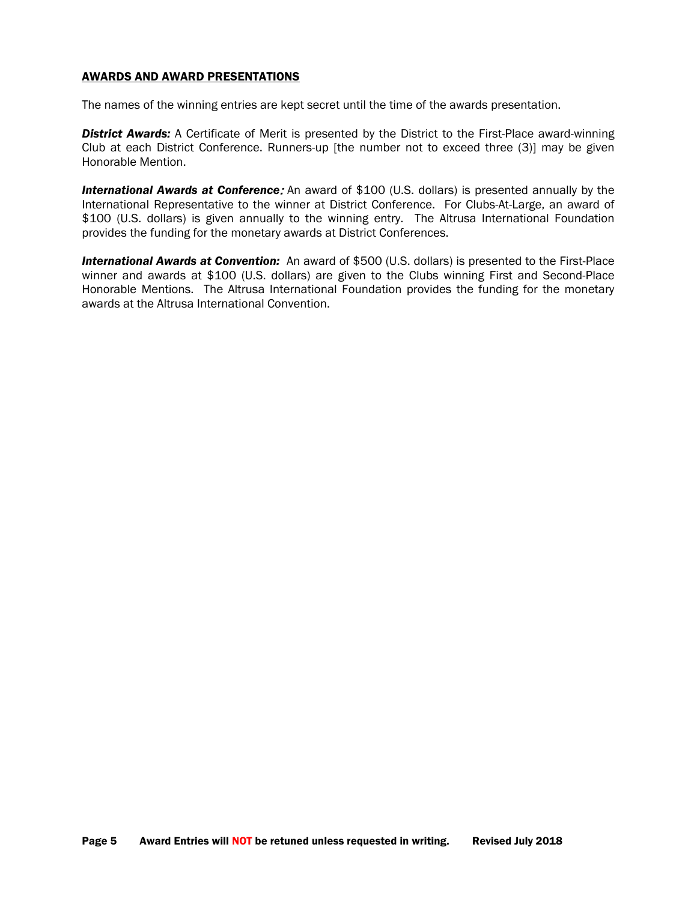## AWARDS AND AWARD PRESENTATIONS

The names of the winning entries are kept secret until the time of the awards presentation.

***District Awards:*** A Certificate of Merit is presented by the District to the First-Place award-winning Club at each District Conference. Runners-up [the number not to exceed three (3)] may be given Honorable Mention.

***International Awards at Conference:*** An award of $100 (U.S. dollars) is presented annually by the International Representative to the winner at District Conference. For Clubs-At-Large, an award of $100 (U.S. dollars) is given annually to the winning entry. The Altrusa International Foundation provides the funding for the monetary awards at District Conferences.

***International Awards at Convention:*** An award of $500 (U.S. dollars) is presented to the First-Place winner and awards at $100 (U.S. dollars) are given to the Clubs winning First and Second-Place Honorable Mentions. The Altrusa International Foundation provides the funding for the monetary awards at the Altrusa International Convention.

**Award Entries will NOT be retuned unless requested in writing.**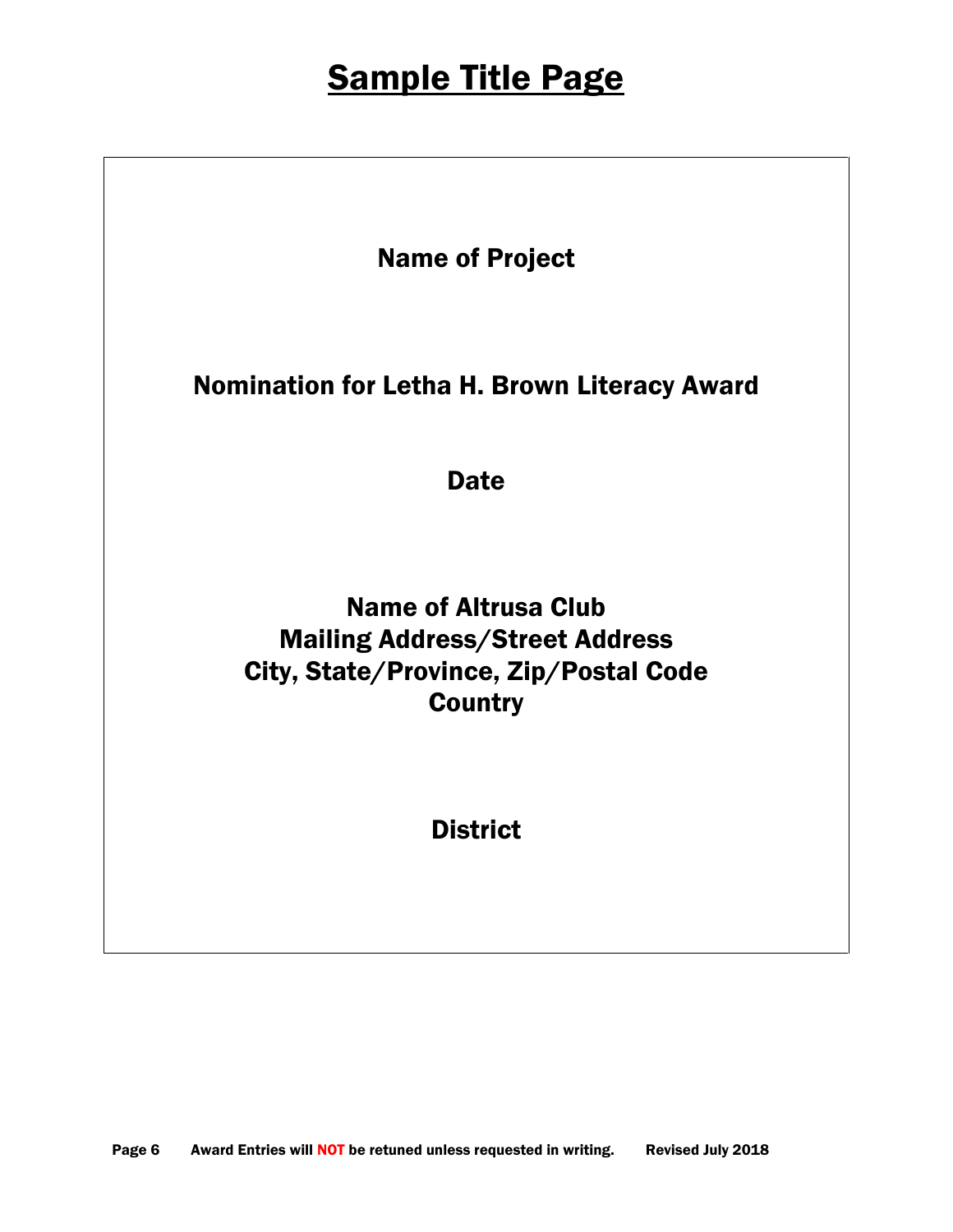# Sample Title Page

**Name of Project**

**Nomination for Letha H. Brown Literacy Award**

**Date**

**Name of Altrusa Club**
**Mailing Address/Street Address**
**City, State/Province, Zip/Postal Code**
**Country**

**District**

**Award Entries will NOT be retuned unless requested in writing.**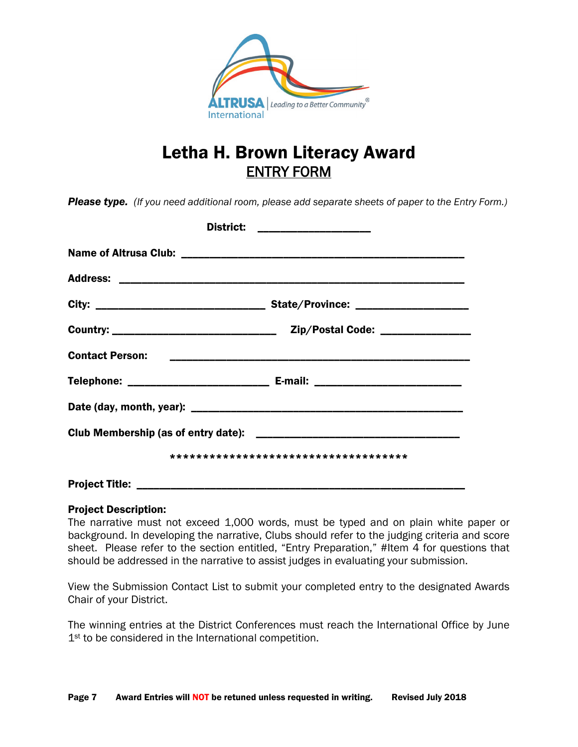ALTRUSA International | Leading to a Better Community®

# Letha H. Brown Literacy Award

## ENTRY FORM

***Please type.*** *(If you need additional room, please add separate sheets of paper to the Entry Form.)*

**District:** ___________________

**Name of Altrusa Club:** ________________________________________________

**Address:** __________________________________________________________

**City:** ____________________________ **State/Province:** ___________________

**Country:** ___________________________ **Zip/Postal Code:** _______________

**Contact Person:** ___________________________________________________

**Telephone:** _______________________ **E-mail:** ________________________

**Date (day, month, year):** ___________________________________________

**Club Membership (as of entry date):** __________________________________

**************************************

**Project Title:** _______________________________________________________

**Project Description:**
The narrative must not exceed 1,000 words, must be typed and on plain white paper or background. In developing the narrative, Clubs should refer to the judging criteria and score sheet. Please refer to the section entitled, "Entry Preparation," #Item 4 for questions that should be addressed in the narrative to assist judges in evaluating your submission.

View the Submission Contact List to submit your completed entry to the designated Awards Chair of your District.

The winning entries at the District Conferences must reach the International Office by June 1st to be considered in the International competition.

**Award Entries will NOT be retuned unless requested in writing.** **Revised July 2018**